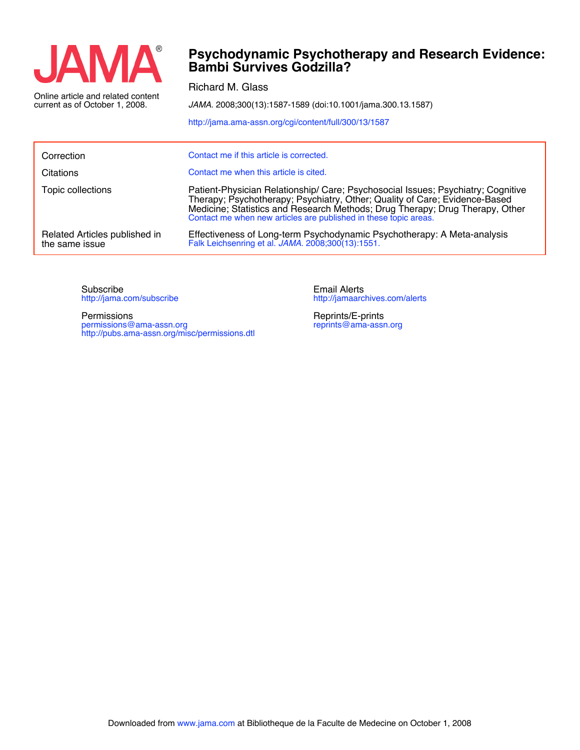JAMA®

Online article and related content current as of October 1, 2008.

# Psychodynamic Psychotherapy and Research Evidence: Bambi Survives Godzilla?

Richard M. Glass

*JAMA.* 2008;300(13):1587-1589 (doi:10.1001/jama.300.13.1587)

http://jama.ama-assn.org/cgi/content/full/300/13/1587

| | |
|---|---|
| Correction | Contact me if this article is corrected. |
| Citations | Contact me when this article is cited. |
| Topic collections | Patient-Physician Relationship/ Care; Psychosocial Issues; Psychiatry; Cognitive Therapy; Psychotherapy; Psychiatry, Other; Quality of Care; Evidence-Based Medicine; Statistics and Research Methods; Drug Therapy; Drug Therapy, Other<br>Contact me when new articles are published in these topic areas. |
| Related Articles published in the same issue | Effectiveness of Long-term Psychodynamic Psychotherapy: A Meta-analysis<br>Falk Leichsenring et al. *JAMA.* 2008;300(13):1551. |

Subscribe
http://jama.com/subscribe

Permissions
permissions@ama-assn.org
http://pubs.ama-assn.org/misc/permissions.dtl

Email Alerts
http://jamaarchives.com/alerts

Reprints/E-prints
reprints@ama-assn.org

Downloaded from www.jama.com at Bibliotheque de la Faculte de Medecine on October 1, 2008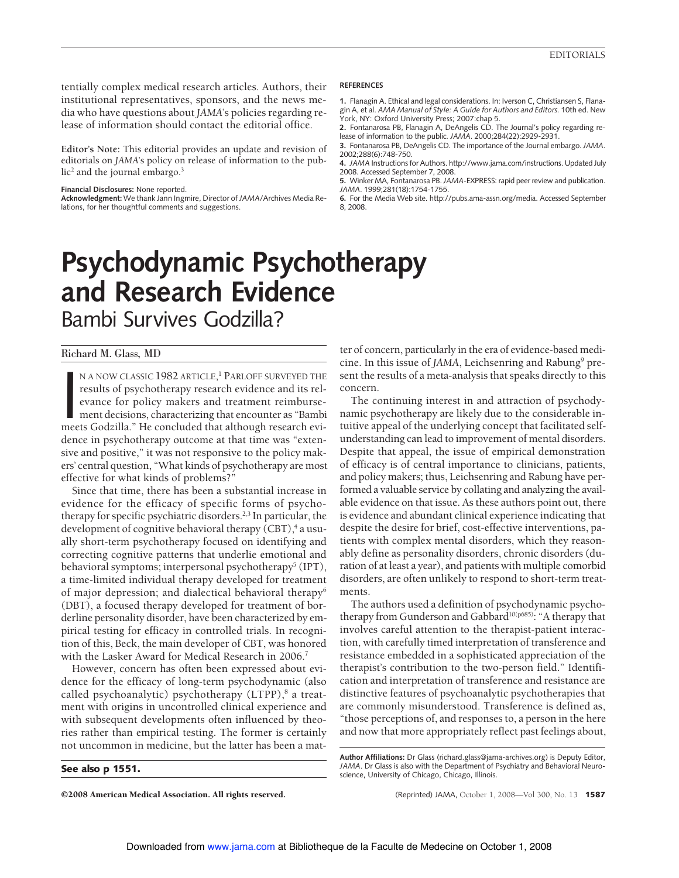tentially complex medical research articles. Authors, their institutional representatives, sponsors, and the news media who have questions about *JAMA*'s policies regarding release of information should contact the editorial office.

**Editor's Note:** This editorial provides an update and revision of editorials on *JAMA*'s policy on release of information to the public[2] and the journal embargo.[3]

**Financial Disclosures:** None reported.
**Acknowledgment:** We thank Jann Ingmire, Director of *JAMA*/Archives Media Relations, for her thoughtful comments and suggestions.

**REFERENCES**

1. Flanagin A. Ethical and legal considerations. In: Iverson C, Christiansen S, Flanagin A, et al. *AMA Manual of Style: A Guide for Authors and Editors.* 10th ed. New York, NY: Oxford University Press; 2007:chap 5.
2. Fontanarosa PB, Flanagin A, DeAngelis CD. The Journal's policy regarding release of information to the public. *JAMA*. 2000;284(22):2929-2931.
3. Fontanarosa PB, DeAngelis CD. The importance of the Journal embargo. *JAMA*. 2002;288(6):748-750.
4. *JAMA* Instructions for Authors. http://www.jama.com/instructions. Updated July 2008. Accessed September 7, 2008.
5. Winker MA, Fontanarosa PB. *JAMA*-EXPRESS: rapid peer review and publication. *JAMA*. 1999;281(18):1754-1755.
6. For the Media Web site. http://pubs.ama-assn.org/media. Accessed September 8, 2008.

# Psychodynamic Psychotherapy and Research Evidence

## Bambi Survives Godzilla?

Richard M. Glass, MD

In a now classic 1982 article,[1] Parloff surveyed the results of psychotherapy research evidence and its relevance for policy makers and treatment reimbursement decisions, characterizing that encounter as "Bambi meets Godzilla." He concluded that although research evidence in psychotherapy outcome at that time was "extensive and positive," it was not responsive to the policy makers' central question, "What kinds of psychotherapy are most effective for what kinds of problems?"

Since that time, there has been a substantial increase in evidence for the efficacy of specific forms of psychotherapy for specific psychiatric disorders.[2,3] In particular, the development of cognitive behavioral therapy (CBT),[4] a usually short-term psychotherapy focused on identifying and correcting cognitive patterns that underlie emotional and behavioral symptoms; interpersonal psychotherapy[5] (IPT), a time-limited individual therapy developed for treatment of major depression; and dialectical behavioral therapy[6] (DBT), a focused therapy developed for treatment of borderline personality disorder, have been characterized by empirical testing for efficacy in controlled trials. In recognition of this, Beck, the main developer of CBT, was honored with the Lasker Award for Medical Research in 2006.[7]

However, concern has often been expressed about evidence for the efficacy of long-term psychodynamic (also called psychoanalytic) psychotherapy (LTPP),[8] a treatment with origins in uncontrolled clinical experience and with subsequent developments often influenced by theories rather than empirical testing. The former is certainly not uncommon in medicine, but the latter has been a matter of concern, particularly in the era of evidence-based medicine. In this issue of *JAMA*, Leichsenring and Rabung[9] present the results of a meta-analysis that speaks directly to this concern.

**See also p 1551.**

The continuing interest in and attraction of psychodynamic psychotherapy are likely due to the considerable intuitive appeal of the underlying concept that facilitated self-understanding can lead to improvement of mental disorders. Despite that appeal, the issue of empirical demonstration of efficacy is of central importance to clinicians, patients, and policy makers; thus, Leichsenring and Rabung have performed a valuable service by collating and analyzing the available evidence on that issue. As these authors point out, there is evidence and abundant clinical experience indicating that despite the desire for brief, cost-effective interventions, patients with complex mental disorders, which they reasonably define as personality disorders, chronic disorders (duration of at least a year), and patients with multiple comorbid disorders, are often unlikely to respond to short-term treatments.

The authors used a definition of psychodynamic psychotherapy from Gunderson and Gabbard[10(p685)]: "A therapy that involves careful attention to the therapist-patient interaction, with carefully timed interpretation of transference and resistance embedded in a sophisticated appreciation of the therapist's contribution to the two-person field." Identification and interpretation of transference and resistance are distinctive features of psychoanalytic psychotherapies that are commonly misunderstood. Transference is defined as, "those perceptions of, and responses to, a person in the here and now that more appropriately reflect past feelings about,

**Author Affiliations:** Dr Glass (richard.glass@jama-archives.org) is Deputy Editor, *JAMA*. Dr Glass is also with the Department of Psychiatry and Behavioral Neuroscience, University of Chicago, Chicago, Illinois.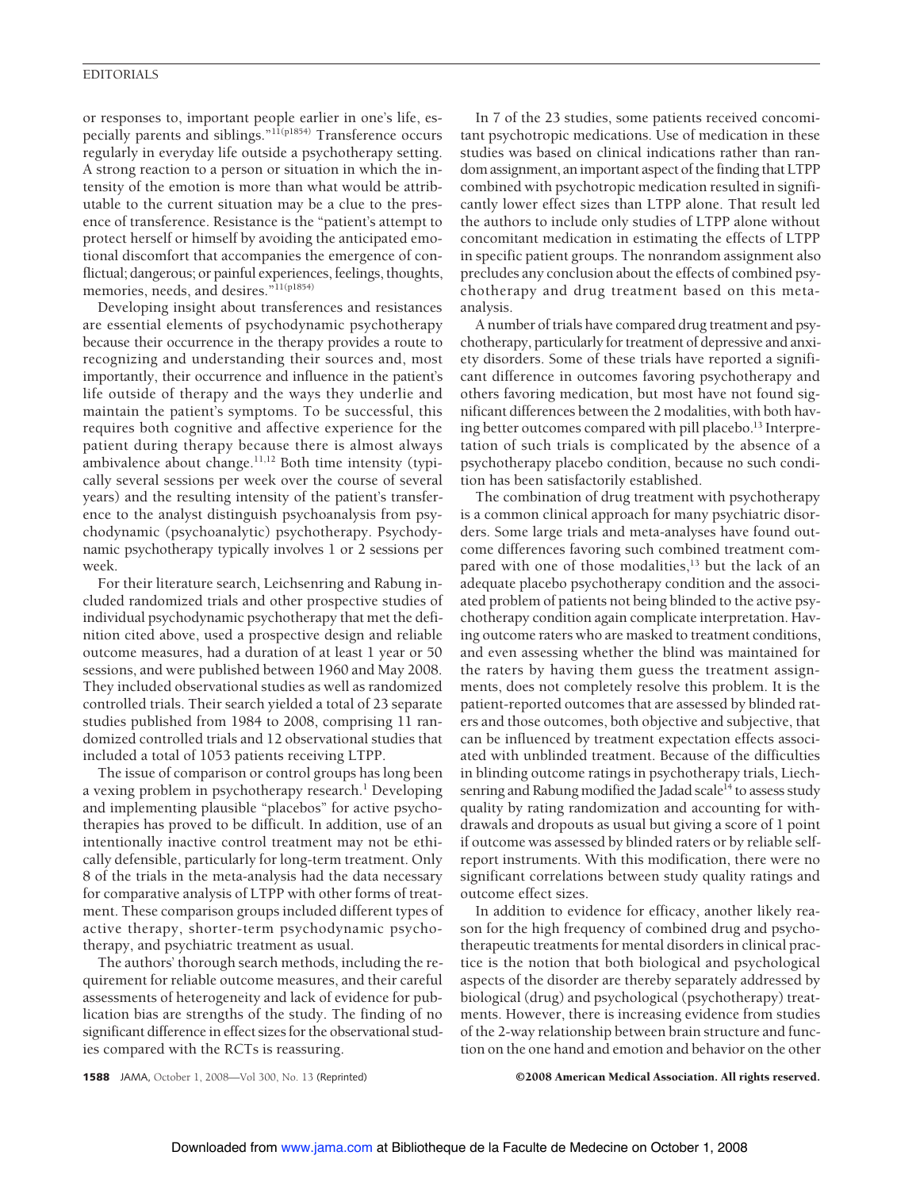or responses to, important people earlier in one's life, especially parents and siblings."[11(p1854)] Transference occurs regularly in everyday life outside a psychotherapy setting. A strong reaction to a person or situation in which the intensity of the emotion is more than what would be attributable to the current situation may be a clue to the presence of transference. Resistance is the "patient's attempt to protect herself or himself by avoiding the anticipated emotional discomfort that accompanies the emergence of conflictual; dangerous; or painful experiences, feelings, thoughts, memories, needs, and desires."[11(p1854)]

Developing insight about transferences and resistances are essential elements of psychodynamic psychotherapy because their occurrence in the therapy provides a route to recognizing and understanding their sources and, most importantly, their occurrence and influence in the patient's life outside of therapy and the ways they underlie and maintain the patient's symptoms. To be successful, this requires both cognitive and affective experience for the patient during therapy because there is almost always ambivalence about change.[11,12] Both time intensity (typically several sessions per week over the course of several years) and the resulting intensity of the patient's transference to the analyst distinguish psychoanalysis from psychodynamic (psychoanalytic) psychotherapy. Psychodynamic psychotherapy typically involves 1 or 2 sessions per week.

For their literature search, Leichsenring and Rabung included randomized trials and other prospective studies of individual psychodynamic psychotherapy that met the definition cited above, used a prospective design and reliable outcome measures, had a duration of at least 1 year or 50 sessions, and were published between 1960 and May 2008. They included observational studies as well as randomized controlled trials. Their search yielded a total of 23 separate studies published from 1984 to 2008, comprising 11 randomized controlled trials and 12 observational studies that included a total of 1053 patients receiving LTPP.

The issue of comparison or control groups has long been a vexing problem in psychotherapy research.[1] Developing and implementing plausible "placebos" for active psychotherapies has proved to be difficult. In addition, use of an intentionally inactive control treatment may not be ethically defensible, particularly for long-term treatment. Only 8 of the trials in the meta-analysis had the data necessary for comparative analysis of LTPP with other forms of treatment. These comparison groups included different types of active therapy, shorter-term psychodynamic psychotherapy, and psychiatric treatment as usual.

The authors' thorough search methods, including the requirement for reliable outcome measures, and their careful assessments of heterogeneity and lack of evidence for publication bias are strengths of the study. The finding of no significant difference in effect sizes for the observational studies compared with the RCTs is reassuring.

In 7 of the 23 studies, some patients received concomitant psychotropic medications. Use of medication in these studies was based on clinical indications rather than random assignment, an important aspect of the finding that LTPP combined with psychotropic medication resulted in significantly lower effect sizes than LTPP alone. That result led the authors to include only studies of LTPP alone without concomitant medication in estimating the effects of LTPP in specific patient groups. The nonrandom assignment also precludes any conclusion about the effects of combined psychotherapy and drug treatment based on this meta-analysis.

A number of trials have compared drug treatment and psychotherapy, particularly for treatment of depressive and anxiety disorders. Some of these trials have reported a significant difference in outcomes favoring psychotherapy and others favoring medication, but most have not found significant differences between the 2 modalities, with both having better outcomes compared with pill placebo.[13] Interpretation of such trials is complicated by the absence of a psychotherapy placebo condition, because no such condition has been satisfactorily established.

The combination of drug treatment with psychotherapy is a common clinical approach for many psychiatric disorders. Some large trials and meta-analyses have found outcome differences favoring such combined treatment compared with one of those modalities,[13] but the lack of an adequate placebo psychotherapy condition and the associated problem of patients not being blinded to the active psychotherapy condition again complicate interpretation. Having outcome raters who are masked to treatment conditions, and even assessing whether the blind was maintained for the raters by having them guess the treatment assignments, does not completely resolve this problem. It is the patient-reported outcomes that are assessed by blinded raters and those outcomes, both objective and subjective, that can be influenced by treatment expectation effects associated with unblinded treatment. Because of the difficulties in blinding outcome ratings in psychotherapy trials, Liechsenring and Rabung modified the Jadad scale[14] to assess study quality by rating randomization and accounting for withdrawals and dropouts as usual but giving a score of 1 point if outcome was assessed by blinded raters or by reliable self-report instruments. With this modification, there were no significant correlations between study quality ratings and outcome effect sizes.

In addition to evidence for efficacy, another likely reason for the high frequency of combined drug and psychotherapeutic treatments for mental disorders in clinical practice is the notion that both biological and psychological aspects of the disorder are thereby separately addressed by biological (drug) and psychological (psychotherapy) treatments. However, there is increasing evidence from studies of the 2-way relationship between brain structure and function on the one hand and emotion and behavior on the other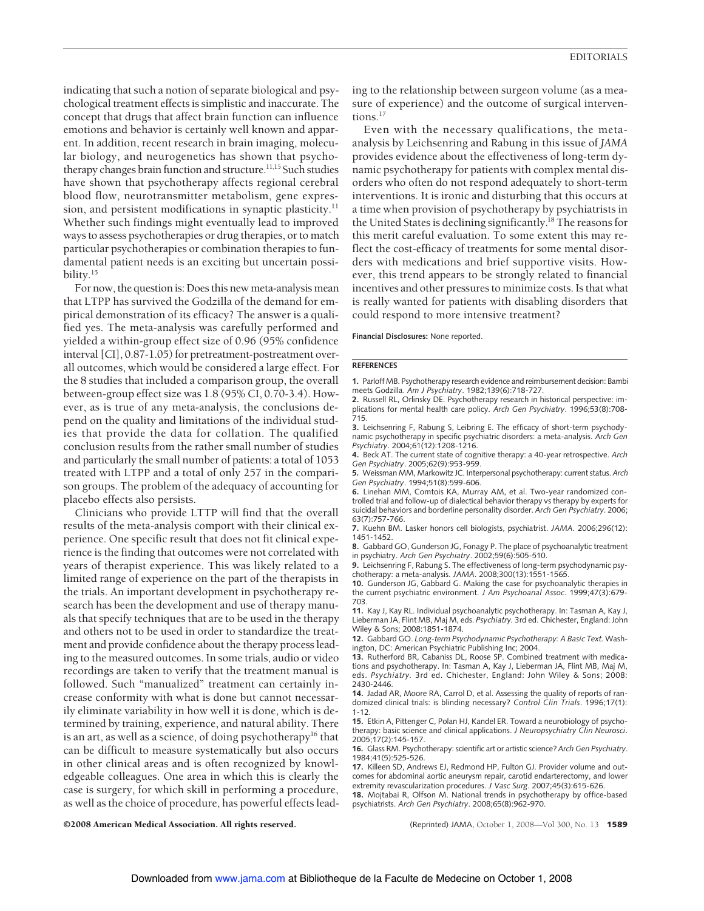indicating that such a notion of separate biological and psychological treatment effects is simplistic and inaccurate. The concept that drugs that affect brain function can influence emotions and behavior is certainly well known and apparent. In addition, recent research in brain imaging, molecular biology, and neurogenetics has shown that psychotherapy changes brain function and structure.[11,15] Such studies have shown that psychotherapy affects regional cerebral blood flow, neurotransmitter metabolism, gene expression, and persistent modifications in synaptic plasticity.[11] Whether such findings might eventually lead to improved ways to assess psychotherapies or drug therapies, or to match particular psychotherapies or combination therapies to fundamental patient needs is an exciting but uncertain possibility.[15]

For now, the question is: Does this new meta-analysis mean that LTPP has survived the Godzilla of the demand for empirical demonstration of its efficacy? The answer is a qualified yes. The meta-analysis was carefully performed and yielded a within-group effect size of 0.96 (95% confidence interval [CI], 0.87-1.05) for pretreatment-postreatment overall outcomes, which would be considered a large effect. For the 8 studies that included a comparison group, the overall between-group effect size was 1.8 (95% CI, 0.70-3.4). However, as is true of any meta-analysis, the conclusions depend on the quality and limitations of the individual studies that provide the data for collation. The qualified conclusion results from the rather small number of studies and particularly the small number of patients: a total of 1053 treated with LTPP and a total of only 257 in the comparison groups. The problem of the adequacy of accounting for placebo effects also persists.

Clinicians who provide LTTP will find that the overall results of the meta-analysis comport with their clinical experience. One specific result that does not fit clinical experience is the finding that outcomes were not correlated with years of therapist experience. This was likely related to a limited range of experience on the part of the therapists in the trials. An important development in psychotherapy research has been the development and use of therapy manuals that specify techniques that are to be used in the therapy and others not to be used in order to standardize the treatment and provide confidence about the therapy process leading to the measured outcomes. In some trials, audio or video recordings are taken to verify that the treatment manual is followed. Such "manualized" treatment can certainly increase conformity with what is done but cannot necessarily eliminate variability in how well it is done, which is determined by training, experience, and natural ability. There is an art, as well as a science, of doing psychotherapy[16] that can be difficult to measure systematically but also occurs in other clinical areas and is often recognized by knowledgeable colleagues. One area in which this is clearly the case is surgery, for which skill in performing a procedure, as well as the choice of procedure, has powerful effects leading to the relationship between surgeon volume (as a measure of experience) and the outcome of surgical interventions.[17]

Even with the necessary qualifications, the meta-analysis by Leichsenring and Rabung in this issue of *JAMA* provides evidence about the effectiveness of long-term dynamic psychotherapy for patients with complex mental disorders who often do not respond adequately to short-term interventions. It is ironic and disturbing that this occurs at a time when provision of psychotherapy by psychiatrists in the United States is declining significantly.[18] The reasons for this merit careful evaluation. To some extent this may reflect the cost-efficacy of treatments for some mental disorders with medications and brief supportive visits. However, this trend appears to be strongly related to financial incentives and other pressures to minimize costs. Is that what is really wanted for patients with disabling disorders that could respond to more intensive treatment?

**Financial Disclosures:** None reported.

## REFERENCES

1. Parloff MB. Psychotherapy research evidence and reimbursement decision: Bambi meets Godzilla. *Am J Psychiatry*. 1982;139(6):718-727.
2. Russell RL, Orlinsky DE. Psychotherapy research in historical perspective: implications for mental health care policy. *Arch Gen Psychiatry*. 1996;53(8):708-715.
3. Leichsenring F, Rabung S, Leibring E. The efficacy of short-term psychodynamic psychotherapy in specific psychiatric disorders: a meta-analysis. *Arch Gen Psychiatry*. 2004;61(12):1208-1216.
4. Beck AT. The current state of cognitive therapy: a 40-year retrospective. *Arch Gen Psychiatry*. 2005;62(9):953-959.
5. Weissman MM, Markowitz JC. Interpersonal psychotherapy: current status. *Arch Gen Psychiatry*. 1994;51(8):599-606.
6. Linehan MM, Comtois KA, Murray AM, et al. Two-year randomized controlled trial and follow-up of dialectical behavior therapy vs therapy by experts for suicidal behaviors and borderline personality disorder. *Arch Gen Psychiatry*. 2006;63(7):757-766.
7. Kuehn BM. Lasker honors cell biologists, psychiatrist. *JAMA*. 2006;296(12):1451-1452.
8. Gabbard GO, Gunderson JG, Fonagy P. The place of psychoanalytic treatment in psychiatry. *Arch Gen Psychiatry*. 2002;59(6):505-510.
9. Leichsenring F, Rabung S. The effectiveness of long-term psychodynamic psychotherapy: a meta-analysis. *JAMA*. 2008;300(13):1551-1565.
10. Gunderson JG, Gabbard G. Making the case for psychoanalytic therapies in the current psychiatric environment. *J Am Psychoanal Assoc*. 1999;47(3):679-703.
11. Kay J, Kay RL. Individual psychoanalytic psychotherapy. In: Tasman A, Kay J, Lieberman JA, Flint MB, Maj M, eds. *Psychiatry*. 3rd ed. Chichester, England: John Wiley & Sons; 2008:1851-1874.
12. Gabbard GO. *Long-term Psychodynamic Psychotherapy: A Basic Text*. Washington, DC: American Psychiatric Publishing Inc; 2004.
13. Rutherford BR, Cabaniss DL, Roose SP. Combined treatment with medications and psychotherapy. In: Tasman A, Kay J, Lieberman JA, Flint MB, Maj M, eds. *Psychiatry*. 3rd ed. Chichester, England: John Wiley & Sons; 2008:2430-2446.
14. Jadad AR, Moore RA, Carrol D, et al. Assessing the quality of reports of randomized clinical trials: is blinding necessary? *Control Clin Trials*. 1996;17(1):1-12.
15. Etkin A, Pittenger C, Polan HJ, Kandel ER. Toward a neurobiology of psychotherapy: basic science and clinical applications. *J Neuropsychiatry Clin Neurosci*. 2005;17(2):145-157.
16. Glass RM. Psychotherapy: scientific art or artistic science? *Arch Gen Psychiatry*. 1984;41(5):525-526.
17. Killeen SD, Andrews EJ, Redmond HP, Fulton GJ. Provider volume and outcomes for abdominal aortic aneurysm repair, carotid endarterectomy, and lower extremity revascularization procedures. *J Vasc Surg*. 2007;45(3):615-626.
18. Mojtabai R, Olfson M. National trends in psychotherapy by office-based psychiatrists. *Arch Gen Psychiatry*. 2008;65(8):962-970.